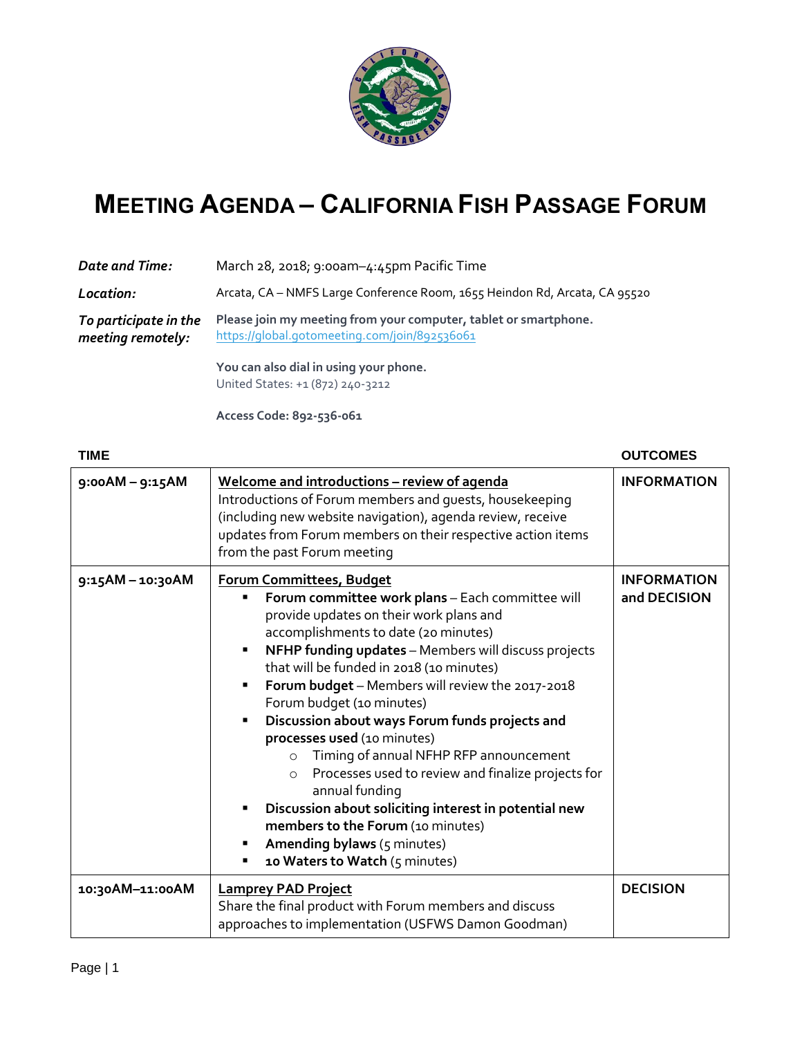# Meeting Agenda – California Fish Passage Forum

| | |
|---|---|
| ***Date and Time:*** | March 28, 2018; 9:00am–4:45pm Pacific Time |
| ***Location:*** | Arcata, CA – NMFS Large Conference Room, 1655 Heindon Rd, Arcata, CA 95520 |
| ***To participate in the meeting remotely:*** | **Please join my meeting from your computer, tablet or smartphone.** https://global.gotomeeting.com/join/892536061 |
| | **You can also dial in using your phone.** United States: +1 (872) 240-3212 |
| | **Access Code: 892-536-061** |

| TIME | | OUTCOMES |
|---|---|---|
| **9:00AM – 9:15AM** | **Welcome and introductions – review of agenda**<br>Introductions of Forum members and guests, housekeeping (including new website navigation), agenda review, receive updates from Forum members on their respective action items from the past Forum meeting | **INFORMATION** |
| **9:15AM – 10:30AM** | **Forum Committees, Budget**<br>▪ **Forum committee work plans** – Each committee will provide updates on their work plans and accomplishments to date (20 minutes)<br>▪ **NFHP funding updates** – Members will discuss projects that will be funded in 2018 (10 minutes)<br>▪ **Forum budget** – Members will review the 2017-2018 Forum budget (10 minutes)<br>▪ **Discussion about ways Forum funds projects and processes used** (10 minutes)<br>  ○ Timing of annual NFHP RFP announcement<br>  ○ Processes used to review and finalize projects for annual funding<br>▪ **Discussion about soliciting interest in potential new members to the Forum** (10 minutes)<br>▪ **Amending bylaws** (5 minutes)<br>▪ **10 Waters to Watch** (5 minutes) | **INFORMATION and DECISION** |
| **10:30AM–11:00AM** | **Lamprey PAD Project**<br>Share the final product with Forum members and discuss approaches to implementation (USFWS Damon Goodman) | **DECISION** |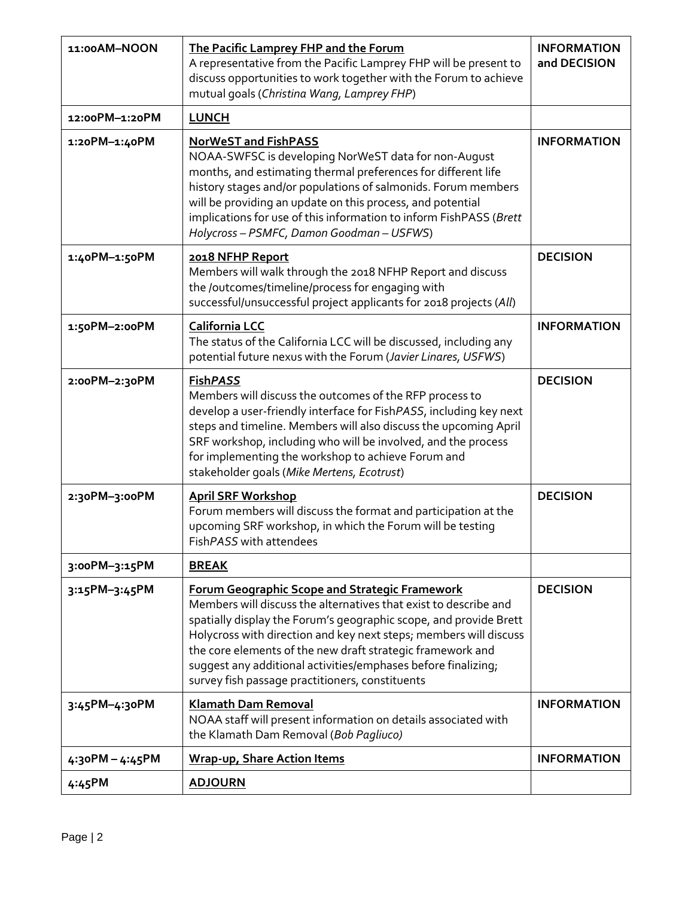| | | |
|---|---|---|
| **11:00AM–NOON** | **The Pacific Lamprey FHP and the Forum**<br>A representative from the Pacific Lamprey FHP will be present to discuss opportunities to work together with the Forum to achieve mutual goals (*Christina Wang, Lamprey FHP*) | **INFORMATION and DECISION** |
| **12:00PM–1:20PM** | **LUNCH** | |
| **1:20PM–1:40PM** | **NorWeST and FishPASS**<br>NOAA-SWFSC is developing NorWeST data for non-August months, and estimating thermal preferences for different life history stages and/or populations of salmonids. Forum members will be providing an update on this process, and potential implications for use of this information to inform FishPASS (*Brett Holycross – PSMFC, Damon Goodman – USFWS*) | **INFORMATION** |
| **1:40PM–1:50PM** | **2018 NFHP Report**<br>Members will walk through the 2018 NFHP Report and discuss the /outcomes/timeline/process for engaging with successful/unsuccessful project applicants for 2018 projects (*All*) | **DECISION** |
| **1:50PM–2:00PM** | **California LCC**<br>The status of the California LCC will be discussed, including any potential future nexus with the Forum (*Javier Linares, USFWS*) | **INFORMATION** |
| **2:00PM–2:30PM** | **Fish*PASS***<br>Members will discuss the outcomes of the RFP process to develop a user-friendly interface for Fish*PASS*, including key next steps and timeline. Members will also discuss the upcoming April SRF workshop, including who will be involved, and the process for implementing the workshop to achieve Forum and stakeholder goals (*Mike Mertens, Ecotrust*) | **DECISION** |
| **2:30PM–3:00PM** | **April SRF Workshop**<br>Forum members will discuss the format and participation at the upcoming SRF workshop, in which the Forum will be testing Fish*PASS* with attendees | **DECISION** |
| **3:00PM–3:15PM** | **BREAK** | |
| **3:15PM–3:45PM** | **Forum Geographic Scope and Strategic Framework**<br>Members will discuss the alternatives that exist to describe and spatially display the Forum's geographic scope, and provide Brett Holycross with direction and key next steps; members will discuss the core elements of the new draft strategic framework and suggest any additional activities/emphases before finalizing; survey fish passage practitioners, constituents | **DECISION** |
| **3:45PM–4:30PM** | **Klamath Dam Removal**<br>NOAA staff will present information on details associated with the Klamath Dam Removal (*Bob Pagliuco)* | **INFORMATION** |
| **4:30PM – 4:45PM** | **Wrap-up, Share Action Items** | **INFORMATION** |
| **4:45PM** | **ADJOURN** | |